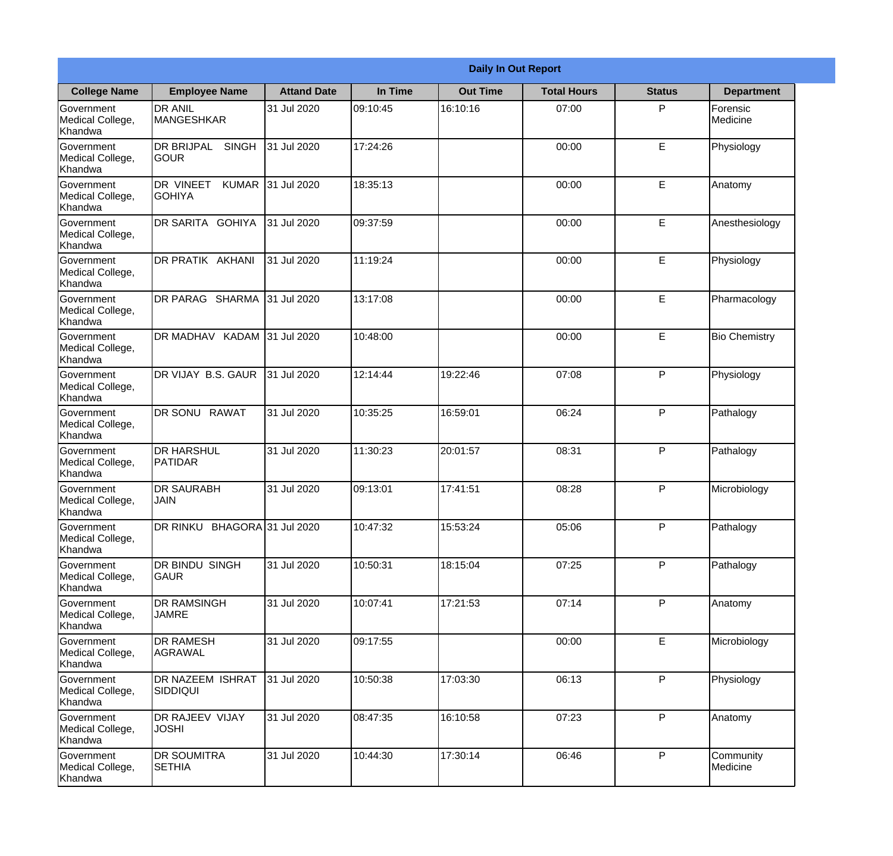| Daily In Out Report | | | | | | | |
|---|---|---|---|---|---|---|---|
| **College Name** | **Employee Name** | **Attand Date** | **In Time** | **Out Time** | **Total Hours** | **Status** | **Department** |
| Government Medical College, Khandwa | DR ANIL MANGESHKAR | 31 Jul 2020 | 09:10:45 | 16:10:16 | 07:00 | P | Forensic Medicine |
| Government Medical College, Khandwa | DR BRIJPAL SINGH GOUR | 31 Jul 2020 | 17:24:26 | | 00:00 | E | Physiology |
| Government Medical College, Khandwa | DR VINEET KUMAR GOHIYA | 31 Jul 2020 | 18:35:13 | | 00:00 | E | Anatomy |
| Government Medical College, Khandwa | DR SARITA GOHIYA | 31 Jul 2020 | 09:37:59 | | 00:00 | E | Anesthesiology |
| Government Medical College, Khandwa | DR PRATIK AKHANI | 31 Jul 2020 | 11:19:24 | | 00:00 | E | Physiology |
| Government Medical College, Khandwa | DR PARAG SHARMA | 31 Jul 2020 | 13:17:08 | | 00:00 | E | Pharmacology |
| Government Medical College, Khandwa | DR MADHAV KADAM | 31 Jul 2020 | 10:48:00 | | 00:00 | E | Bio Chemistry |
| Government Medical College, Khandwa | DR VIJAY B.S. GAUR | 31 Jul 2020 | 12:14:44 | 19:22:46 | 07:08 | P | Physiology |
| Government Medical College, Khandwa | DR SONU RAWAT | 31 Jul 2020 | 10:35:25 | 16:59:01 | 06:24 | P | Pathalogy |
| Government Medical College, Khandwa | DR HARSHUL PATIDAR | 31 Jul 2020 | 11:30:23 | 20:01:57 | 08:31 | P | Pathalogy |
| Government Medical College, Khandwa | DR SAURABH JAIN | 31 Jul 2020 | 09:13:01 | 17:41:51 | 08:28 | P | Microbiology |
| Government Medical College, Khandwa | DR RINKU BHAGORA | 31 Jul 2020 | 10:47:32 | 15:53:24 | 05:06 | P | Pathalogy |
| Government Medical College, Khandwa | DR BINDU SINGH GAUR | 31 Jul 2020 | 10:50:31 | 18:15:04 | 07:25 | P | Pathalogy |
| Government Medical College, Khandwa | DR RAMSINGH JAMRE | 31 Jul 2020 | 10:07:41 | 17:21:53 | 07:14 | P | Anatomy |
| Government Medical College, Khandwa | DR RAMESH AGRAWAL | 31 Jul 2020 | 09:17:55 | | 00:00 | E | Microbiology |
| Government Medical College, Khandwa | DR NAZEEM ISHRAT SIDDIQUI | 31 Jul 2020 | 10:50:38 | 17:03:30 | 06:13 | P | Physiology |
| Government Medical College, Khandwa | DR RAJEEV VIJAY JOSHI | 31 Jul 2020 | 08:47:35 | 16:10:58 | 07:23 | P | Anatomy |
| Government Medical College, Khandwa | DR SOUMITRA SETHIA | 31 Jul 2020 | 10:44:30 | 17:30:14 | 06:46 | P | Community Medicine |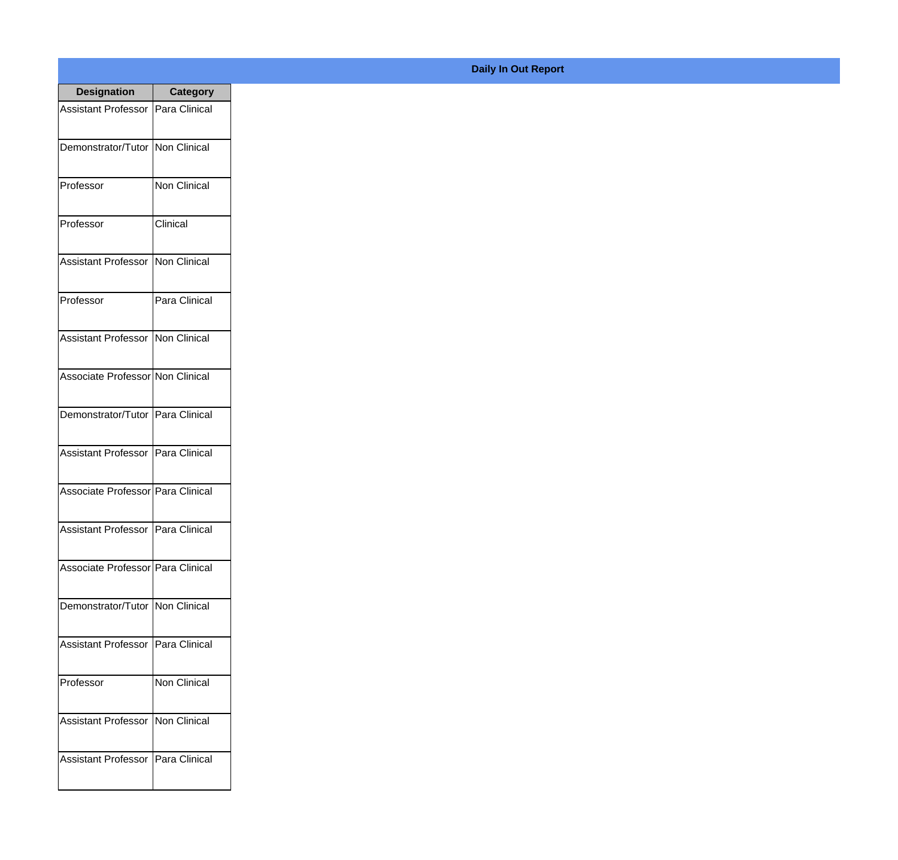**Daily In Out Report**

| Designation | Category |
|---|---|
| Assistant Professor | Para Clinical |
| Demonstrator/Tutor | Non Clinical |
| Professor | Non Clinical |
| Professor | Clinical |
| Assistant Professor | Non Clinical |
| Professor | Para Clinical |
| Assistant Professor | Non Clinical |
| Associate Professor | Non Clinical |
| Demonstrator/Tutor | Para Clinical |
| Assistant Professor | Para Clinical |
| Associate Professor | Para Clinical |
| Assistant Professor | Para Clinical |
| Associate Professor | Para Clinical |
| Demonstrator/Tutor | Non Clinical |
| Assistant Professor | Para Clinical |
| Professor | Non Clinical |
| Assistant Professor | Non Clinical |
| Assistant Professor | Para Clinical |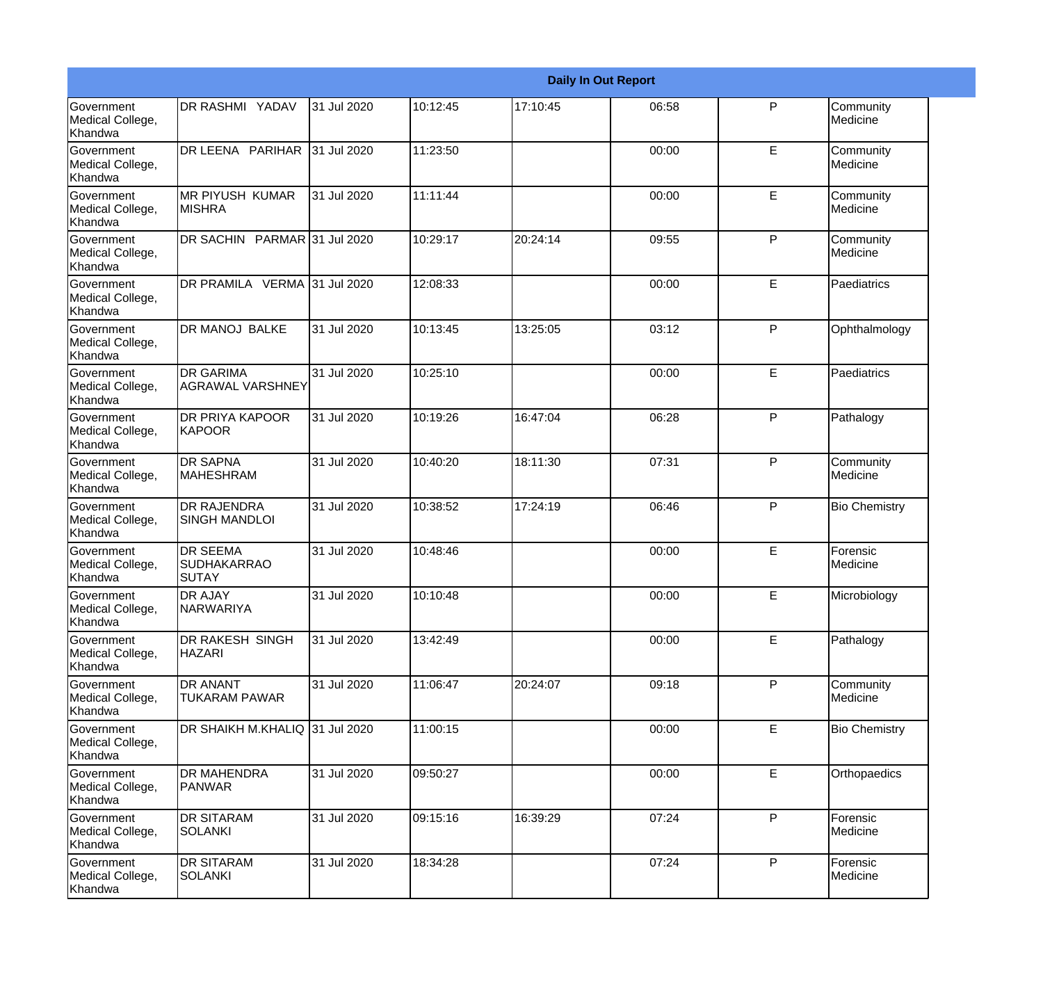| Daily In Out Report | | | | | | | |
|---|---|---|---|---|---|---|---|
| Government Medical College, Khandwa | DR RASHMI YADAV | 31 Jul 2020 | 10:12:45 | 17:10:45 | 06:58 | P | Community Medicine |
| Government Medical College, Khandwa | DR LEENA PARIHAR | 31 Jul 2020 | 11:23:50 | | 00:00 | E | Community Medicine |
| Government Medical College, Khandwa | MR PIYUSH KUMAR MISHRA | 31 Jul 2020 | 11:11:44 | | 00:00 | E | Community Medicine |
| Government Medical College, Khandwa | DR SACHIN PARMAR | 31 Jul 2020 | 10:29:17 | 20:24:14 | 09:55 | P | Community Medicine |
| Government Medical College, Khandwa | DR PRAMILA VERMA | 31 Jul 2020 | 12:08:33 | | 00:00 | E | Paediatrics |
| Government Medical College, Khandwa | DR MANOJ BALKE | 31 Jul 2020 | 10:13:45 | 13:25:05 | 03:12 | P | Ophthalmology |
| Government Medical College, Khandwa | DR GARIMA AGRAWAL VARSHNEY | 31 Jul 2020 | 10:25:10 | | 00:00 | E | Paediatrics |
| Government Medical College, Khandwa | DR PRIYA KAPOOR KAPOOR | 31 Jul 2020 | 10:19:26 | 16:47:04 | 06:28 | P | Pathalogy |
| Government Medical College, Khandwa | DR SAPNA MAHESHRAM | 31 Jul 2020 | 10:40:20 | 18:11:30 | 07:31 | P | Community Medicine |
| Government Medical College, Khandwa | DR RAJENDRA SINGH MANDLOI | 31 Jul 2020 | 10:38:52 | 17:24:19 | 06:46 | P | Bio Chemistry |
| Government Medical College, Khandwa | DR SEEMA SUDHAKARRAO SUTAY | 31 Jul 2020 | 10:48:46 | | 00:00 | E | Forensic Medicine |
| Government Medical College, Khandwa | DR AJAY NARWARIYA | 31 Jul 2020 | 10:10:48 | | 00:00 | E | Microbiology |
| Government Medical College, Khandwa | DR RAKESH SINGH HAZARI | 31 Jul 2020 | 13:42:49 | | 00:00 | E | Pathalogy |
| Government Medical College, Khandwa | DR ANANT TUKARAM PAWAR | 31 Jul 2020 | 11:06:47 | 20:24:07 | 09:18 | P | Community Medicine |
| Government Medical College, Khandwa | DR SHAIKH M.KHALIQ | 31 Jul 2020 | 11:00:15 | | 00:00 | E | Bio Chemistry |
| Government Medical College, Khandwa | DR MAHENDRA PANWAR | 31 Jul 2020 | 09:50:27 | | 00:00 | E | Orthopaedics |
| Government Medical College, Khandwa | DR SITARAM SOLANKI | 31 Jul 2020 | 09:15:16 | 16:39:29 | 07:24 | P | Forensic Medicine |
| Government Medical College, Khandwa | DR SITARAM SOLANKI | 31 Jul 2020 | 18:34:28 | | 07:24 | P | Forensic Medicine |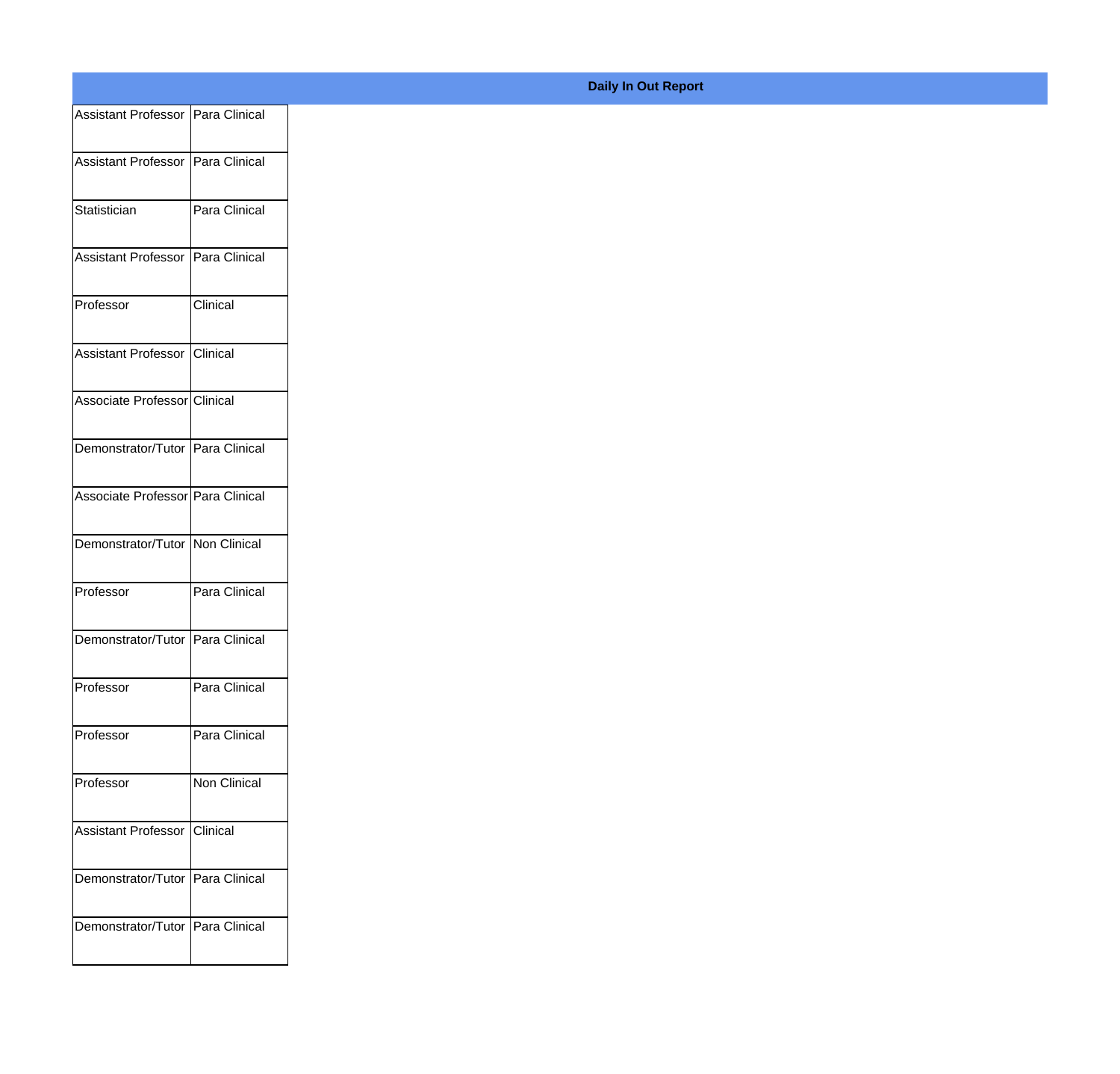**Daily In Out Report**

| | |
|---|---|
| Assistant Professor | Para Clinical |
| Assistant Professor | Para Clinical |
| Statistician | Para Clinical |
| Assistant Professor | Para Clinical |
| Professor | Clinical |
| Assistant Professor | Clinical |
| Associate Professor | Clinical |
| Demonstrator/Tutor | Para Clinical |
| Associate Professor | Para Clinical |
| Demonstrator/Tutor | Non Clinical |
| Professor | Para Clinical |
| Demonstrator/Tutor | Para Clinical |
| Professor | Para Clinical |
| Professor | Para Clinical |
| Professor | Non Clinical |
| Assistant Professor | Clinical |
| Demonstrator/Tutor | Para Clinical |
| Demonstrator/Tutor | Para Clinical |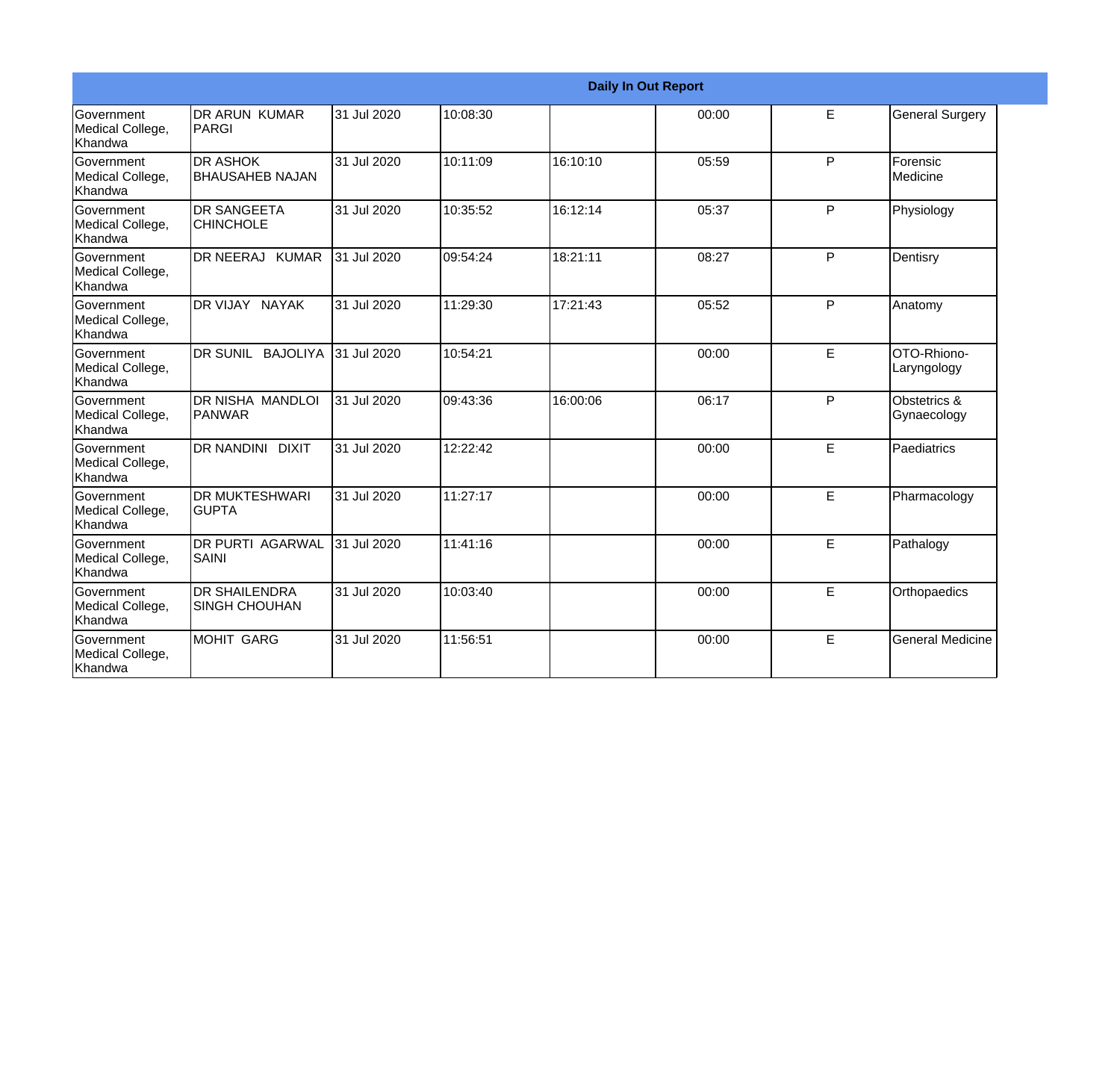| Daily In Out Report | | | | | | | |
|---|---|---|---|---|---|---|---|
| Government Medical College, Khandwa | DR ARUN KUMAR PARGI | 31 Jul 2020 | 10:08:30 | | 00:00 | E | General Surgery |
| Government Medical College, Khandwa | DR ASHOK BHAUSAHEB NAJAN | 31 Jul 2020 | 10:11:09 | 16:10:10 | 05:59 | P | Forensic Medicine |
| Government Medical College, Khandwa | DR SANGEETA CHINCHOLE | 31 Jul 2020 | 10:35:52 | 16:12:14 | 05:37 | P | Physiology |
| Government Medical College, Khandwa | DR NEERAJ KUMAR | 31 Jul 2020 | 09:54:24 | 18:21:11 | 08:27 | P | Dentisry |
| Government Medical College, Khandwa | DR VIJAY NAYAK | 31 Jul 2020 | 11:29:30 | 17:21:43 | 05:52 | P | Anatomy |
| Government Medical College, Khandwa | DR SUNIL BAJOLIYA | 31 Jul 2020 | 10:54:21 | | 00:00 | E | OTO-Rhiono-Laryngology |
| Government Medical College, Khandwa | DR NISHA MANDLOI PANWAR | 31 Jul 2020 | 09:43:36 | 16:00:06 | 06:17 | P | Obstetrics & Gynaecology |
| Government Medical College, Khandwa | DR NANDINI DIXIT | 31 Jul 2020 | 12:22:42 | | 00:00 | E | Paediatrics |
| Government Medical College, Khandwa | DR MUKTESHWARI GUPTA | 31 Jul 2020 | 11:27:17 | | 00:00 | E | Pharmacology |
| Government Medical College, Khandwa | DR PURTI AGARWAL SAINI | 31 Jul 2020 | 11:41:16 | | 00:00 | E | Pathalogy |
| Government Medical College, Khandwa | DR SHAILENDRA SINGH CHOUHAN | 31 Jul 2020 | 10:03:40 | | 00:00 | E | Orthopaedics |
| Government Medical College, Khandwa | MOHIT GARG | 31 Jul 2020 | 11:56:51 | | 00:00 | E | General Medicine |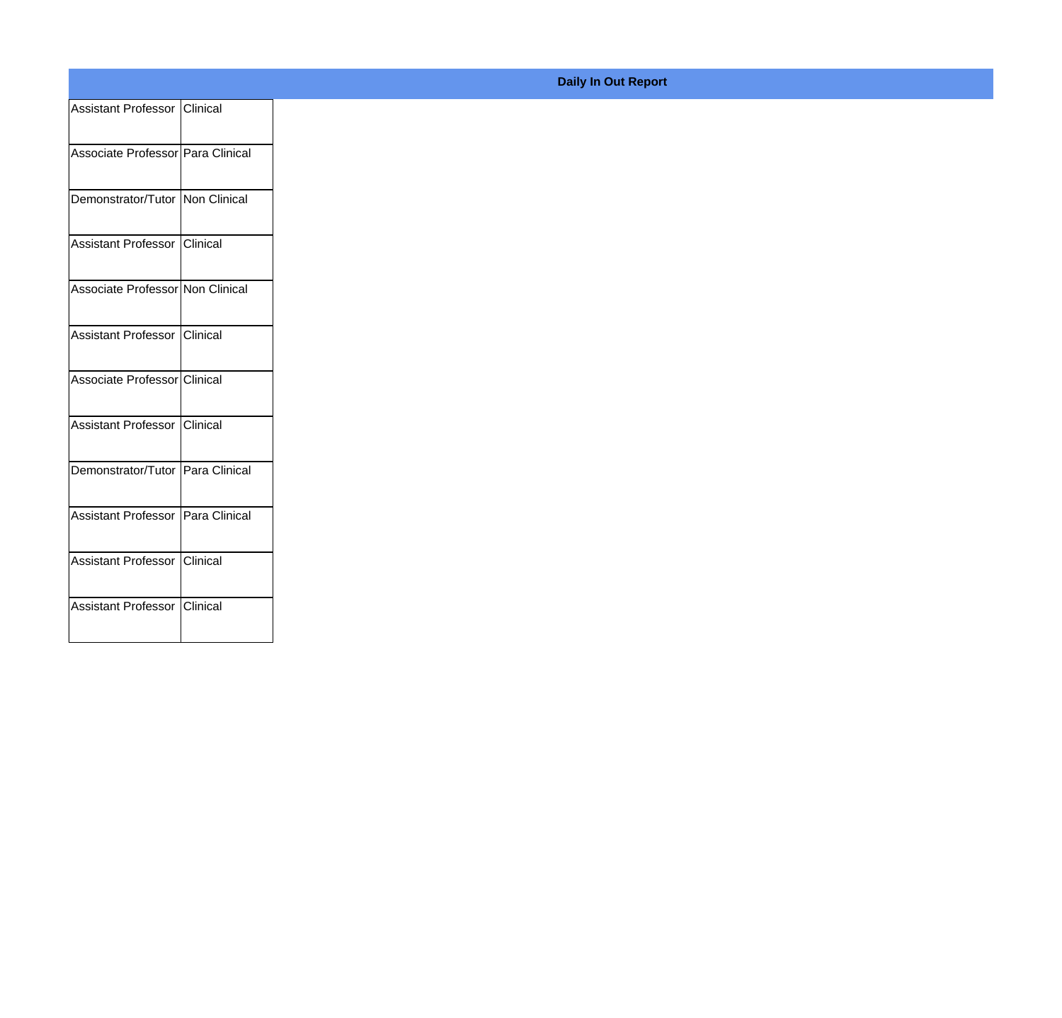**Daily In Out Report**

| | |
|---|---|
| Assistant Professor | Clinical |
| Associate Professor | Para Clinical |
| Demonstrator/Tutor | Non Clinical |
| Assistant Professor | Clinical |
| Associate Professor | Non Clinical |
| Assistant Professor | Clinical |
| Associate Professor | Clinical |
| Assistant Professor | Clinical |
| Demonstrator/Tutor | Para Clinical |
| Assistant Professor | Para Clinical |
| Assistant Professor | Clinical |
| Assistant Professor | Clinical |